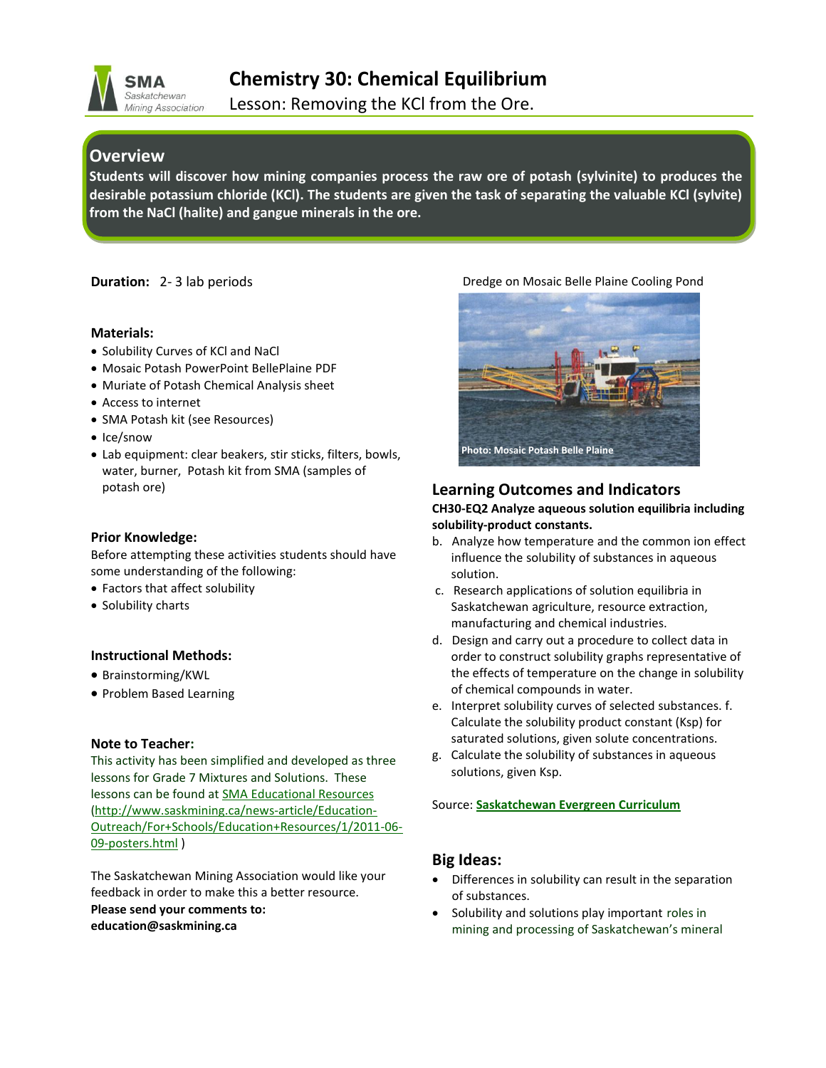# Chemistry 30: Chemical Equilibrium

Lesson: Removing the KCl from the Ore.

## Overview

**Students will discover how mining companies process the raw ore of potash (sylvinite) to produces the desirable potassium chloride (KCl). The students are given the task of separating the valuable KCl (sylvite) from the NaCl (halite) and gangue minerals in the ore.**

**Duration:** 2- 3 lab periods

**Materials:**

- Solubility Curves of KCl and NaCl
- Mosaic Potash PowerPoint BellePlaine PDF
- Muriate of Potash Chemical Analysis sheet
- Access to internet
- SMA Potash kit (see Resources)
- Ice/snow
- Lab equipment: clear beakers, stir sticks, filters, bowls, water, burner, Potash kit from SMA (samples of potash ore)

**Prior Knowledge:**

Before attempting these activities students should have some understanding of the following:

- Factors that affect solubility
- Solubility charts

**Instructional Methods:**

- Brainstorming/KWL
- Problem Based Learning

**Note to Teacher:**

This activity has been simplified and developed as three lessons for Grade 7 Mixtures and Solutions. These lessons can be found at SMA Educational Resources (http://www.saskmining.ca/news-article/Education-Outreach/For+Schools/Education+Resources/1/2011-06-09-posters.html )

The Saskatchewan Mining Association would like your feedback in order to make this a better resource.
**Please send your comments to:**
**education@saskmining.ca**

Dredge on Mosaic Belle Plaine Cooling Pond

Photo: Mosaic Potash Belle Plaine

## Learning Outcomes and Indicators

**CH30-EQ2 Analyze aqueous solution equilibria including solubility-product constants.**

b. Analyze how temperature and the common ion effect influence the solubility of substances in aqueous solution.
c. Research applications of solution equilibria in Saskatchewan agriculture, resource extraction, manufacturing and chemical industries.
d. Design and carry out a procedure to collect data in order to construct solubility graphs representative of the effects of temperature on the change in solubility of chemical compounds in water.
e. Interpret solubility curves of selected substances. f. Calculate the solubility product constant (Ksp) for saturated solutions, given solute concentrations.
g. Calculate the solubility of substances in aqueous solutions, given Ksp.

Source: **Saskatchewan Evergreen Curriculum**

## Big Ideas:

- Differences in solubility can result in the separation of substances.
- Solubility and solutions play important roles in mining and processing of Saskatchewan's mineral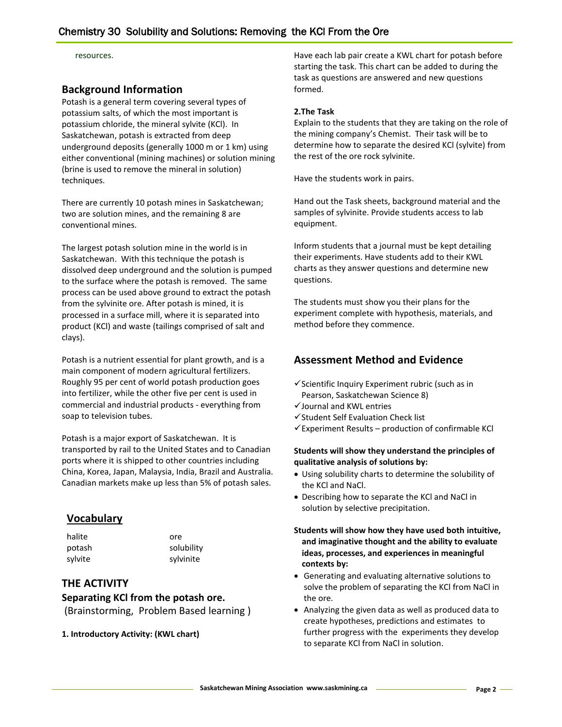resources.

## Background Information

Potash is a general term covering several types of potassium salts, of which the most important is potassium chloride, the mineral sylvite (KCl). In Saskatchewan, potash is extracted from deep underground deposits (generally 1000 m or 1 km) using either conventional (mining machines) or solution mining (brine is used to remove the mineral in solution) techniques.

There are currently 10 potash mines in Saskatchewan; two are solution mines, and the remaining 8 are conventional mines.

The largest potash solution mine in the world is in Saskatchewan. With this technique the potash is dissolved deep underground and the solution is pumped to the surface where the potash is removed. The same process can be used above ground to extract the potash from the sylvinite ore. After potash is mined, it is processed in a surface mill, where it is separated into product (KCl) and waste (tailings comprised of salt and clays).

Potash is a nutrient essential for plant growth, and is a main component of modern agricultural fertilizers. Roughly 95 per cent of world potash production goes into fertilizer, while the other five per cent is used in commercial and industrial products - everything from soap to television tubes.

Potash is a major export of Saskatchewan. It is transported by rail to the United States and to Canadian ports where it is shipped to other countries including China, Korea, Japan, Malaysia, India, Brazil and Australia. Canadian markets make up less than 5% of potash sales.

## Vocabulary

| | |
|---|---|
| halite | ore |
| potash | solubility |
| sylvite | sylvinite |

## THE ACTIVITY

### Separating KCl from the potash ore.

(Brainstorming, Problem Based learning )

**1. Introductory Activity: (KWL chart)**

Have each lab pair create a KWL chart for potash before starting the task. This chart can be added to during the task as questions are answered and new questions formed.

**2.The Task**

Explain to the students that they are taking on the role of the mining company's Chemist. Their task will be to determine how to separate the desired KCl (sylvite) from the rest of the ore rock sylvinite.

Have the students work in pairs.

Hand out the Task sheets, background material and the samples of sylvinite. Provide students access to lab equipment.

Inform students that a journal must be kept detailing their experiments. Have students add to their KWL charts as they answer questions and determine new questions.

The students must show you their plans for the experiment complete with hypothesis, materials, and method before they commence.

## Assessment Method and Evidence

- ✓Scientific Inquiry Experiment rubric (such as in Pearson, Saskatchewan Science 8)
- ✓Journal and KWL entries
- ✓Student Self Evaluation Check list
- ✓Experiment Results – production of confirmable KCl

**Students will show they understand the principles of qualitative analysis of solutions by:**

- Using solubility charts to determine the solubility of the KCl and NaCl.
- Describing how to separate the KCl and NaCl in solution by selective precipitation.

**Students will show how they have used both intuitive, and imaginative thought and the ability to evaluate ideas, processes, and experiences in meaningful contexts by:**

- Generating and evaluating alternative solutions to solve the problem of separating the KCl from NaCl in the ore.
- Analyzing the given data as well as produced data to create hypotheses, predictions and estimates to further progress with the experiments they develop to separate KCl from NaCl in solution.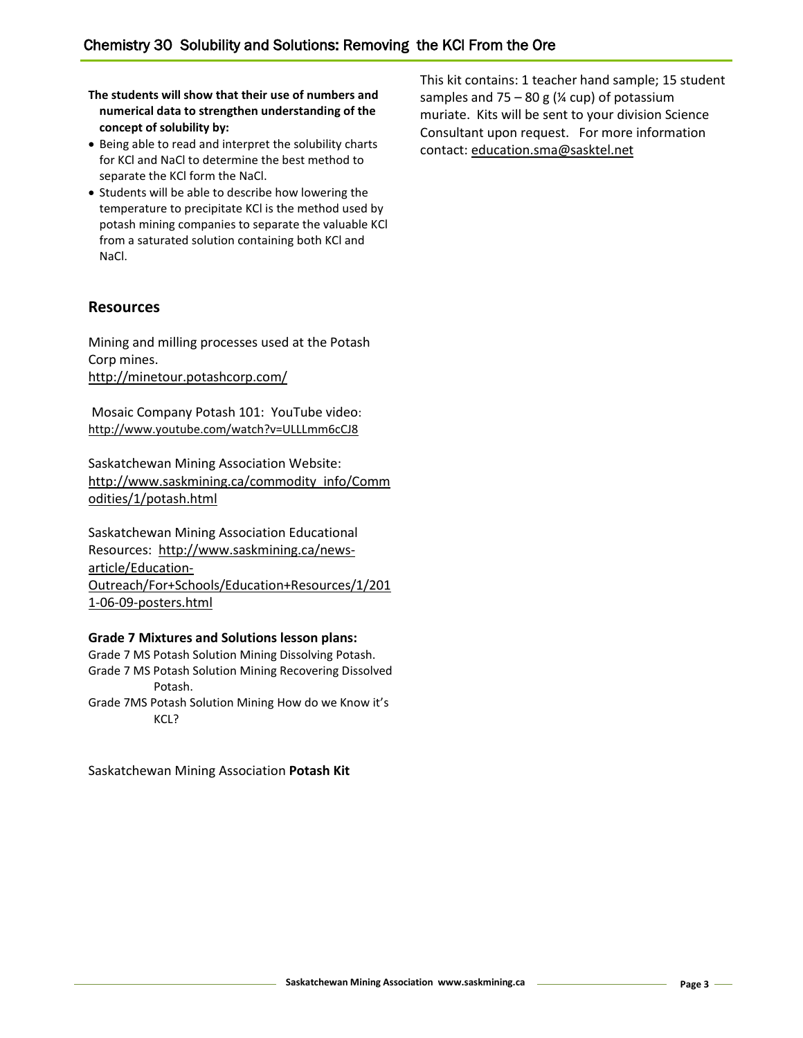**The students will show that their use of numbers and numerical data to strengthen understanding of the concept of solubility by:**

- Being able to read and interpret the solubility charts for KCl and NaCl to determine the best method to separate the KCl form the NaCl.
- Students will be able to describe how lowering the temperature to precipitate KCl is the method used by potash mining companies to separate the valuable KCl from a saturated solution containing both KCl and NaCl.

## Resources

Mining and milling processes used at the Potash Corp mines.
http://minetour.potashcorp.com/

Mosaic Company Potash 101: YouTube video: http://www.youtube.com/watch?v=ULLLmm6cCJ8

Saskatchewan Mining Association Website: http://www.saskmining.ca/commodity_info/Commodities/1/potash.html

Saskatchewan Mining Association Educational Resources: http://www.saskmining.ca/news-article/Education-Outreach/For+Schools/Education+Resources/1/2011-06-09-posters.html

**Grade 7 Mixtures and Solutions lesson plans:**

Grade 7 MS Potash Solution Mining Dissolving Potash.
Grade 7 MS Potash Solution Mining Recovering Dissolved Potash.
Grade 7MS Potash Solution Mining How do we Know it's KCL?

Saskatchewan Mining Association **Potash Kit**

This kit contains: 1 teacher hand sample; 15 student samples and 75 – 80 g (¼ cup) of potassium muriate. Kits will be sent to your division Science Consultant upon request. For more information contact: education.sma@sasktel.net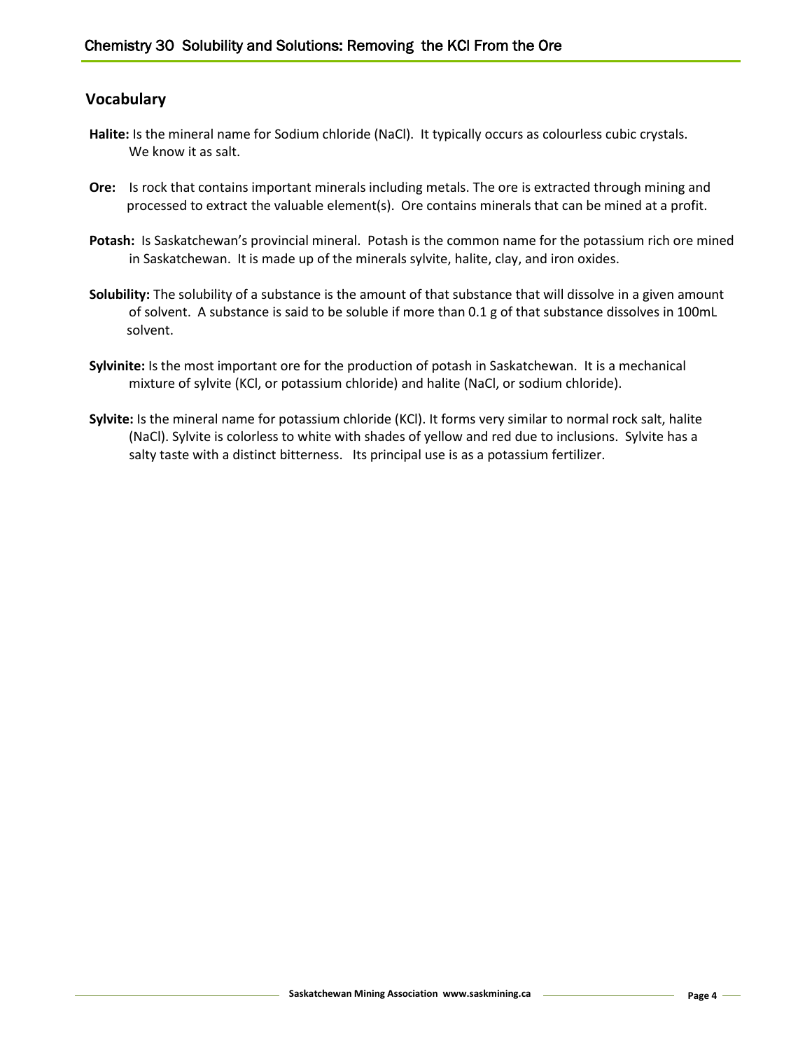## Vocabulary

**Halite:** Is the mineral name for Sodium chloride (NaCl). It typically occurs as colourless cubic crystals. We know it as salt.

**Ore:** Is rock that contains important minerals including metals. The ore is extracted through mining and processed to extract the valuable element(s). Ore contains minerals that can be mined at a profit.

**Potash:** Is Saskatchewan's provincial mineral. Potash is the common name for the potassium rich ore mined in Saskatchewan. It is made up of the minerals sylvite, halite, clay, and iron oxides.

**Solubility:** The solubility of a substance is the amount of that substance that will dissolve in a given amount of solvent. A substance is said to be soluble if more than 0.1 g of that substance dissolves in 100mL solvent.

**Sylvinite:** Is the most important ore for the production of potash in Saskatchewan. It is a mechanical mixture of sylvite (KCl, or potassium chloride) and halite (NaCl, or sodium chloride).

**Sylvite:** Is the mineral name for potassium chloride (KCl). It forms very similar to normal rock salt, halite (NaCl). Sylvite is colorless to white with shades of yellow and red due to inclusions. Sylvite has a salty taste with a distinct bitterness. Its principal use is as a potassium fertilizer.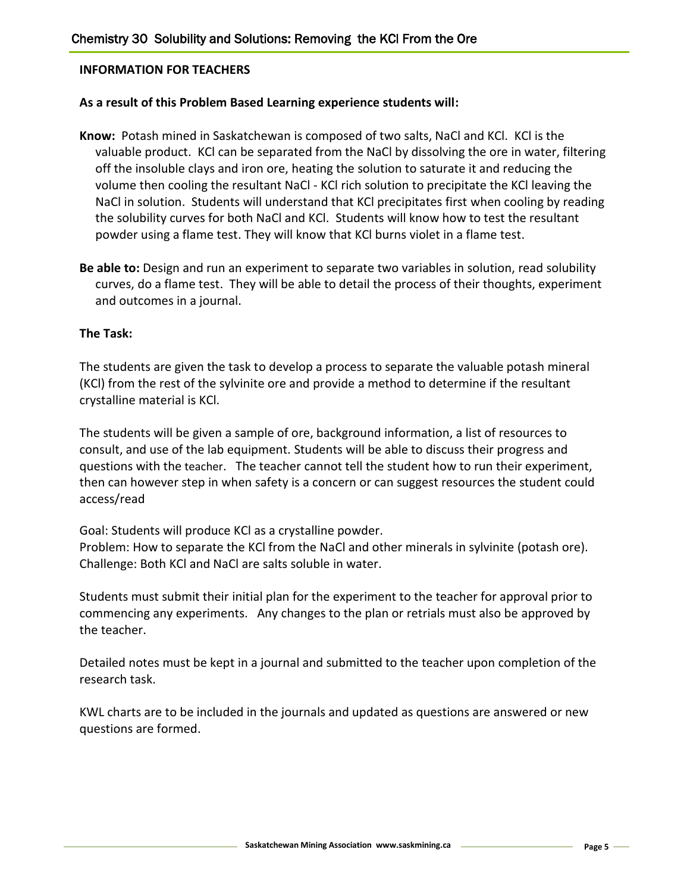**INFORMATION FOR TEACHERS**

**As a result of this Problem Based Learning experience students will:**

**Know:** Potash mined in Saskatchewan is composed of two salts, NaCl and KCl. KCl is the valuable product. KCl can be separated from the NaCl by dissolving the ore in water, filtering off the insoluble clays and iron ore, heating the solution to saturate it and reducing the volume then cooling the resultant NaCl - KCl rich solution to precipitate the KCl leaving the NaCl in solution. Students will understand that KCl precipitates first when cooling by reading the solubility curves for both NaCl and KCl. Students will know how to test the resultant powder using a flame test. They will know that KCl burns violet in a flame test.

**Be able to:** Design and run an experiment to separate two variables in solution, read solubility curves, do a flame test. They will be able to detail the process of their thoughts, experiment and outcomes in a journal.

**The Task:**

The students are given the task to develop a process to separate the valuable potash mineral (KCl) from the rest of the sylvinite ore and provide a method to determine if the resultant crystalline material is KCl.

The students will be given a sample of ore, background information, a list of resources to consult, and use of the lab equipment. Students will be able to discuss their progress and questions with the teacher. The teacher cannot tell the student how to run their experiment, then can however step in when safety is a concern or can suggest resources the student could access/read

Goal: Students will produce KCl as a crystalline powder.
Problem: How to separate the KCl from the NaCl and other minerals in sylvinite (potash ore).
Challenge: Both KCl and NaCl are salts soluble in water.

Students must submit their initial plan for the experiment to the teacher for approval prior to commencing any experiments. Any changes to the plan or retrials must also be approved by the teacher.

Detailed notes must be kept in a journal and submitted to the teacher upon completion of the research task.

KWL charts are to be included in the journals and updated as questions are answered or new questions are formed.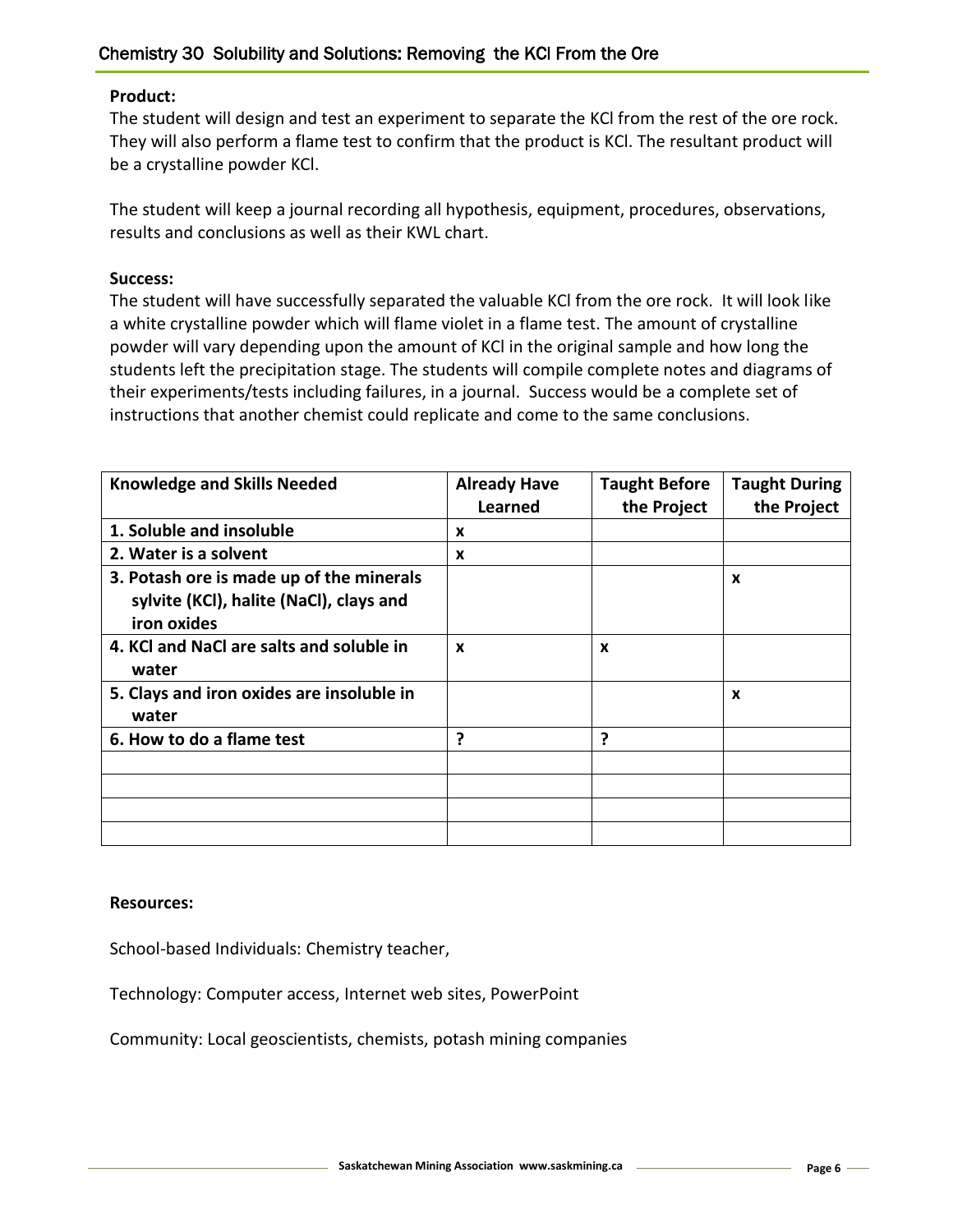**Product:**

The student will design and test an experiment to separate the KCl from the rest of the ore rock. They will also perform a flame test to confirm that the product is KCl. The resultant product will be a crystalline powder KCl.

The student will keep a journal recording all hypothesis, equipment, procedures, observations, results and conclusions as well as their KWL chart.

**Success:**

The student will have successfully separated the valuable KCl from the ore rock. It will look like a white crystalline powder which will flame violet in a flame test. The amount of crystalline powder will vary depending upon the amount of KCl in the original sample and how long the students left the precipitation stage. The students will compile complete notes and diagrams of their experiments/tests including failures, in a journal. Success would be a complete set of instructions that another chemist could replicate and come to the same conclusions.

| Knowledge and Skills Needed | Already Have Learned | Taught Before the Project | Taught During the Project |
|---|---|---|---|
| 1. Soluble and insoluble | x | | |
| 2. Water is a solvent | x | | |
| 3. Potash ore is made up of the minerals sylvite (KCl), halite (NaCl), clays and iron oxides | | | x |
| 4. KCl and NaCl are salts and soluble in water | x | x | |
| 5. Clays and iron oxides are insoluble in water | | | x |
| 6. How to do a flame test | ? | ? | |
| | | | |
| | | | |
| | | | |
| | | | |

**Resources:**

School-based Individuals: Chemistry teacher,

Technology: Computer access, Internet web sites, PowerPoint

Community: Local geoscientists, chemists, potash mining companies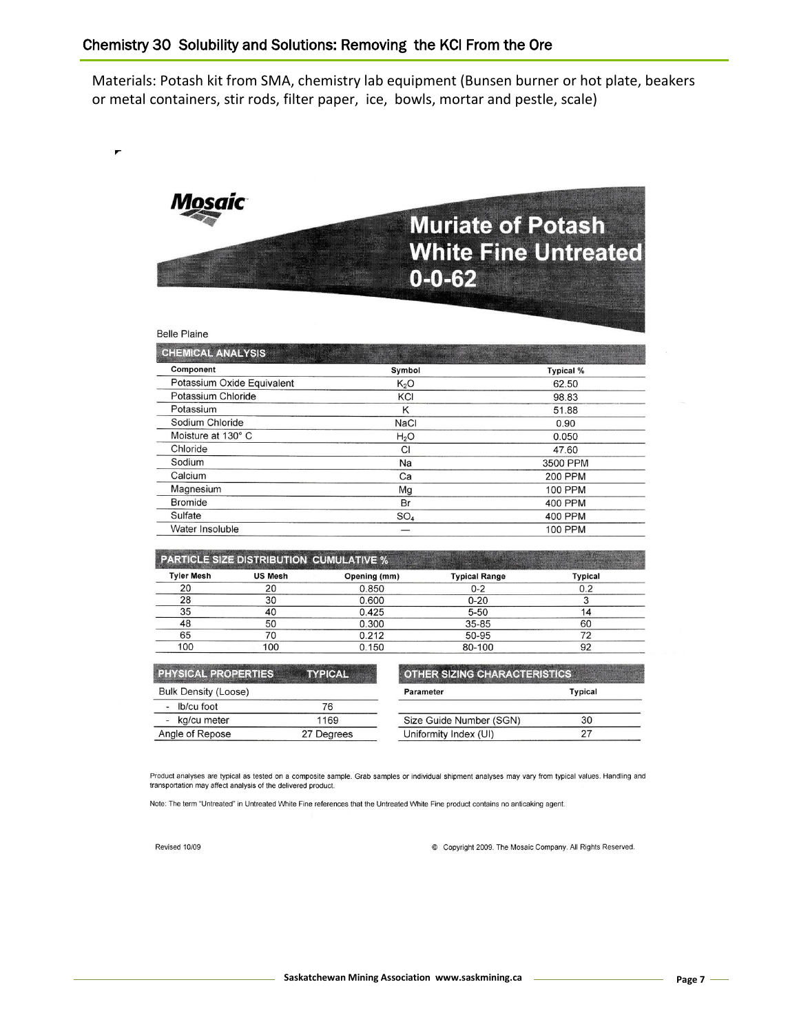## Chemistry 30 Solubility and Solutions: Removing the KCl From the Ore

Materials: Potash kit from SMA, chemistry lab equipment (Bunsen burner or hot plate, beakers or metal containers, stir rods, filter paper, ice, bowls, mortar and pestle, scale)

**Mosaic**

# Muriate of Potash White Fine Untreated 0-0-62

Belle Plaine

**CHEMICAL ANALYSIS**

| Component | Symbol | Typical % |
|---|---|---|
| Potassium Oxide Equivalent | $K_2O$ | 62.50 |
| Potassium Chloride | KCl | 98.83 |
| Potassium | K | 51.88 |
| Sodium Chloride | NaCl | 0.90 |
| Moisture at 130° C | $H_2O$ | 0.050 |
| Chloride | Cl | 47.60 |
| Sodium | Na | 3500 PPM |
| Calcium | Ca | 200 PPM |
| Magnesium | Mg | 100 PPM |
| Bromide | Br | 400 PPM |
| Sulfate | $SO_4$ | 400 PPM |
| Water Insoluble | — | 100 PPM |

**PARTICLE SIZE DISTRIBUTION CUMULATIVE %**

| Tyler Mesh | US Mesh | Opening (mm) | Typical Range | Typical |
|---|---|---|---|---|
| 20 | 20 | 0.850 | 0-2 | 0.2 |
| 28 | 30 | 0.600 | 0-20 | 3 |
| 35 | 40 | 0.425 | 5-50 | 14 |
| 48 | 50 | 0.300 | 35-85 | 60 |
| 65 | 70 | 0.212 | 50-95 | 72 |
| 100 | 100 | 0.150 | 80-100 | 92 |

| PHYSICAL PROPERTIES | TYPICAL |
|---|---|
| Bulk Density (Loose) | |
| - lb/cu foot | 76 |
| - kg/cu meter | 1169 |
| Angle of Repose | 27 Degrees |

**OTHER SIZING CHARACTERISTICS**

| Parameter | Typical |
|---|---|
| Size Guide Number (SGN) | 30 |
| Uniformity Index (UI) | 27 |

Product analyses are typical as tested on a composite sample. Grab samples or individual shipment analyses may vary from typical values. Handling and transportation may affect analysis of the delivered product.

Note: The term "Untreated" in Untreated White Fine references that the Untreated White Fine product contains no anticaking agent.

Revised 10/09

© Copyright 2009. The Mosaic Company. All Rights Reserved.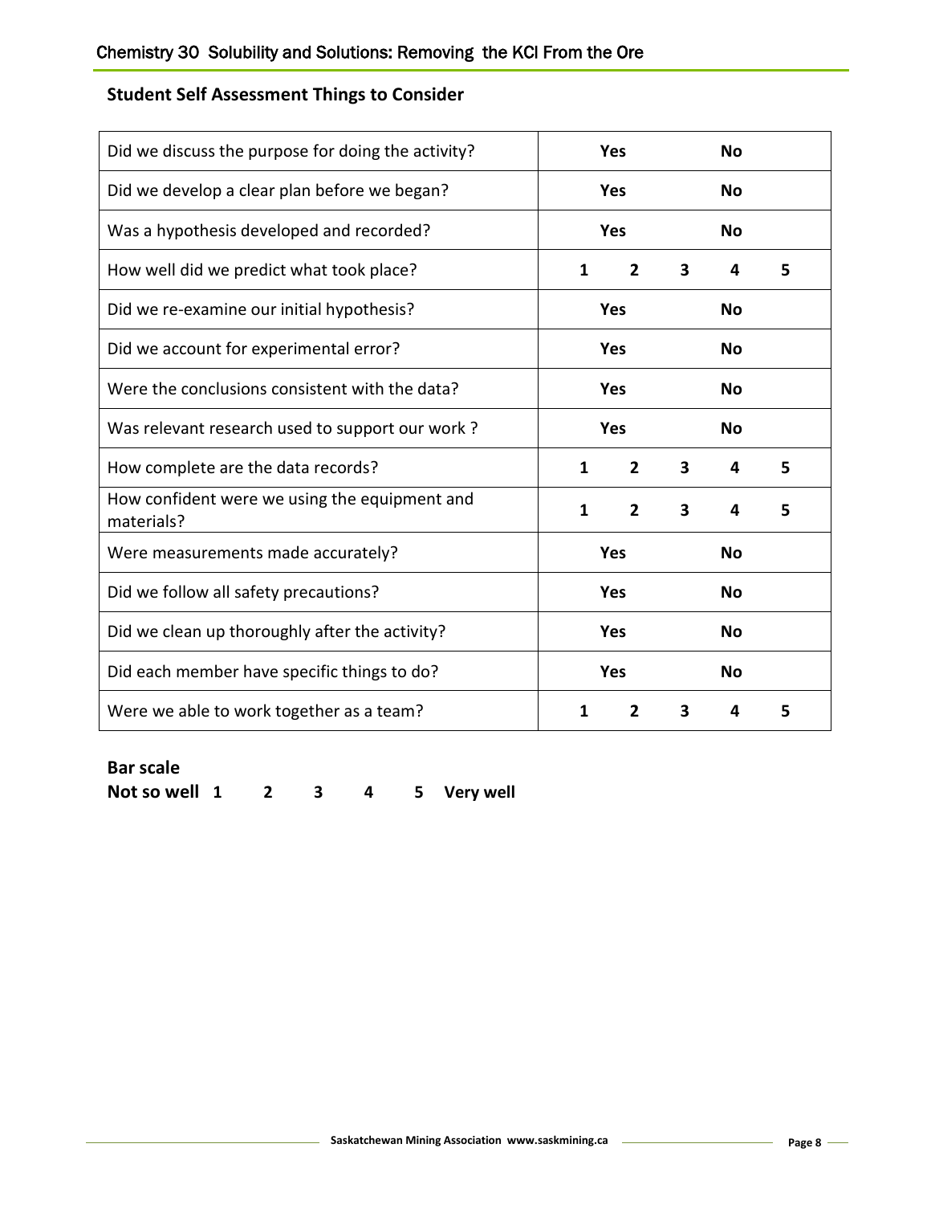## Student Self Assessment Things to Consider

| | | | | | |
|---|---|---|---|---|---|
| Did we discuss the purpose for doing the activity? | | **Yes** | | **No** | |
| Did we develop a clear plan before we began? | | **Yes** | | **No** | |
| Was a hypothesis developed and recorded? | | **Yes** | | **No** | |
| How well did we predict what took place? | **1** | **2** | **3** | **4** | **5** |
| Did we re-examine our initial hypothesis? | | **Yes** | | **No** | |
| Did we account for experimental error? | | **Yes** | | **No** | |
| Were the conclusions consistent with the data? | | **Yes** | | **No** | |
| Was relevant research used to support our work ? | | **Yes** | | **No** | |
| How complete are the data records? | **1** | **2** | **3** | **4** | **5** |
| How confident were we using the equipment and materials? | **1** | **2** | **3** | **4** | **5** |
| Were measurements made accurately? | | **Yes** | | **No** | |
| Did we follow all safety precautions? | | **Yes** | | **No** | |
| Did we clean up thoroughly after the activity? | | **Yes** | | **No** | |
| Did each member have specific things to do? | | **Yes** | | **No** | |
| Were we able to work together as a team? | **1** | **2** | **3** | **4** | **5** |

**Bar scale**

**Not so well 1 2 3 4 5 Very well**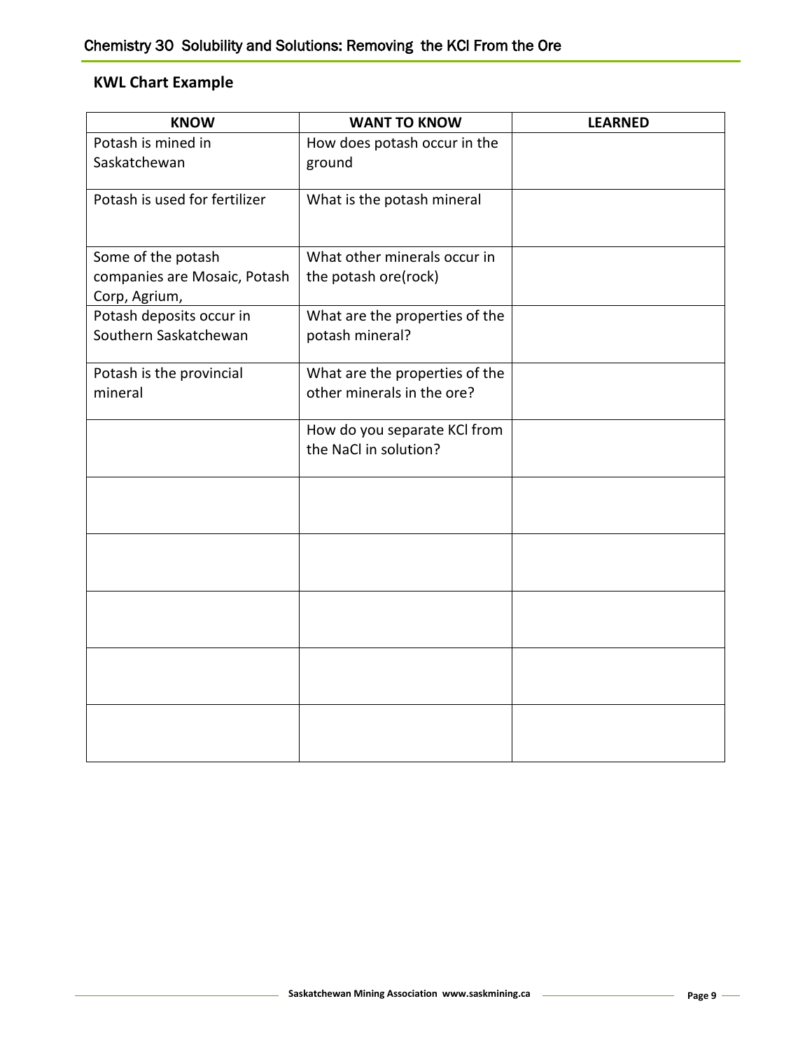## KWL Chart Example

| KNOW | WANT TO KNOW | LEARNED |
| --- | --- | --- |
| Potash is mined in Saskatchewan | How does potash occur in the ground | |
| Potash is used for fertilizer | What is the potash mineral | |
| Some of the potash companies are Mosaic, Potash Corp, Agrium, | What other minerals occur in the potash ore(rock) | |
| Potash deposits occur in Southern Saskatchewan | What are the properties of the potash mineral? | |
| Potash is the provincial mineral | What are the properties of the other minerals in the ore? | |
| | How do you separate KCl from the NaCl in solution? | |
| | | |
| | | |
| | | |
| | | |
| | | |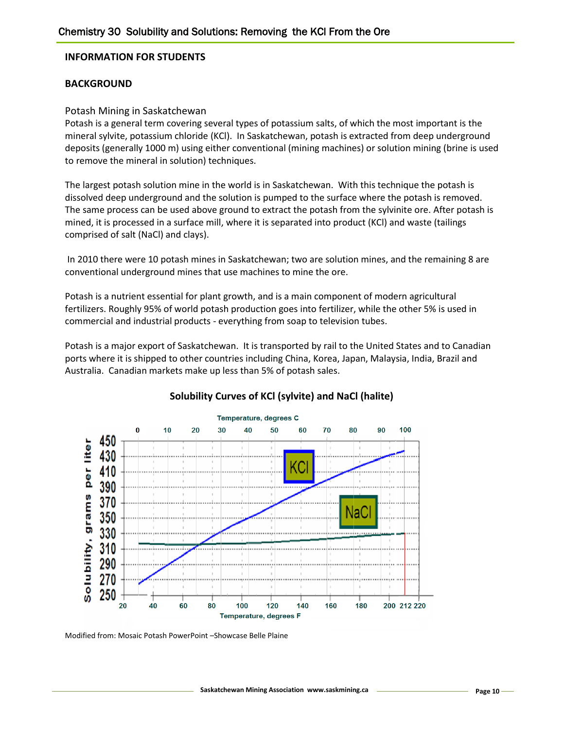## INFORMATION FOR STUDENTS

## BACKGROUND

### Potash Mining in Saskatchewan

Potash is a general term covering several types of potassium salts, of which the most important is the mineral sylvite, potassium chloride (KCl). In Saskatchewan, potash is extracted from deep underground deposits (generally 1000 m) using either conventional (mining machines) or solution mining (brine is used to remove the mineral in solution) techniques.

The largest potash solution mine in the world is in Saskatchewan. With this technique the potash is dissolved deep underground and the solution is pumped to the surface where the potash is removed. The same process can be used above ground to extract the potash from the sylvinite ore. After potash is mined, it is processed in a surface mill, where it is separated into product (KCl) and waste (tailings comprised of salt (NaCl) and clays).

In 2010 there were 10 potash mines in Saskatchewan; two are solution mines, and the remaining 8 are conventional underground mines that use machines to mine the ore.

Potash is a nutrient essential for plant growth, and is a main component of modern agricultural fertilizers. Roughly 95% of world potash production goes into fertilizer, while the other 5% is used in commercial and industrial products - everything from soap to television tubes.

Potash is a major export of Saskatchewan. It is transported by rail to the United States and to Canadian ports where it is shipped to other countries including China, Korea, Japan, Malaysia, India, Brazil and Australia. Canadian markets make up less than 5% of potash sales.

**Solubility Curves of KCl (sylvite) and NaCl (halite)**

Modified from: Mosaic Potash PowerPoint –Showcase Belle Plaine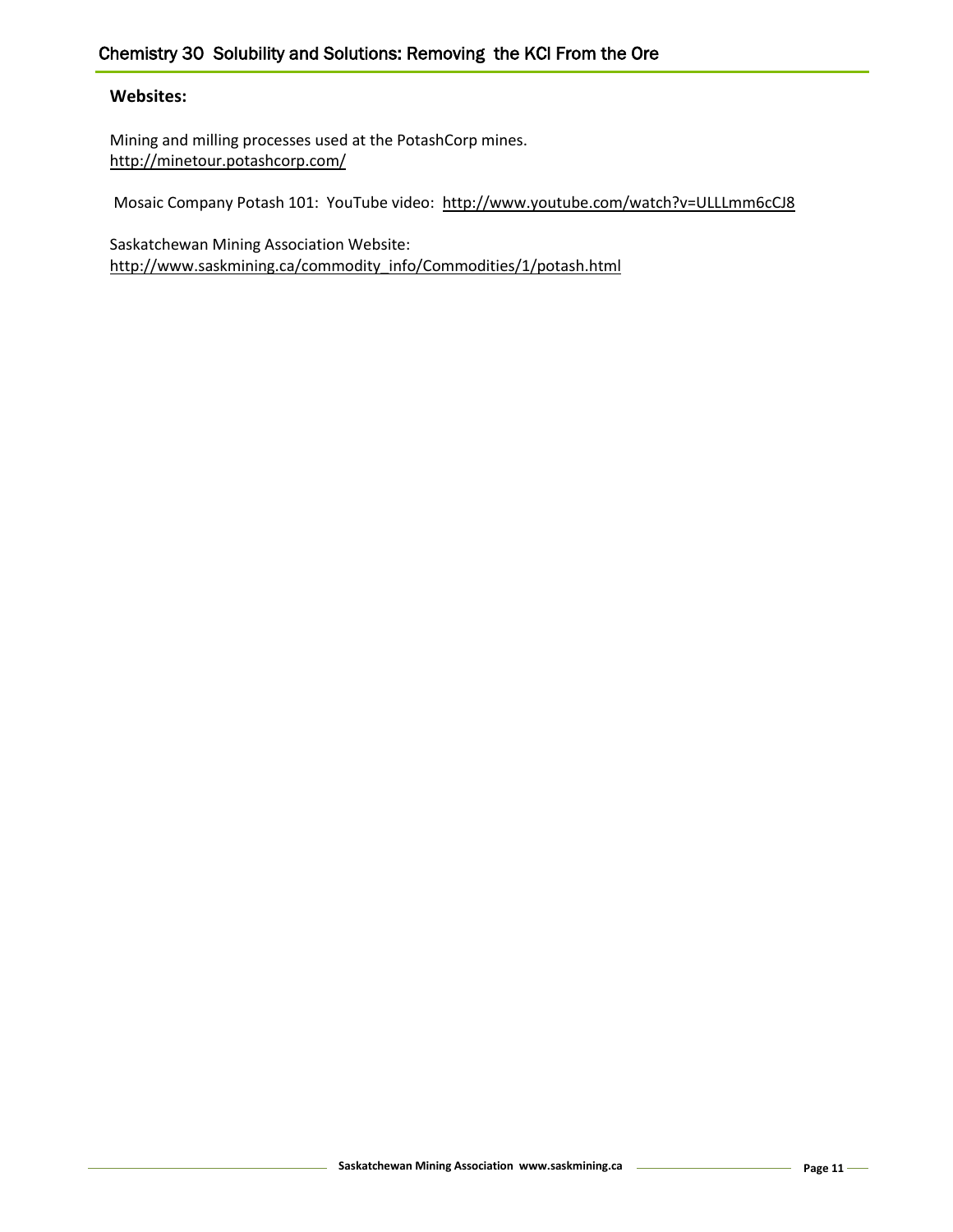**Websites:**

Mining and milling processes used at the PotashCorp mines.
http://minetour.potashcorp.com/

Mosaic Company Potash 101: YouTube video: http://www.youtube.com/watch?v=ULLLmm6cCJ8

Saskatchewan Mining Association Website:
http://www.saskmining.ca/commodity_info/Commodities/1/potash.html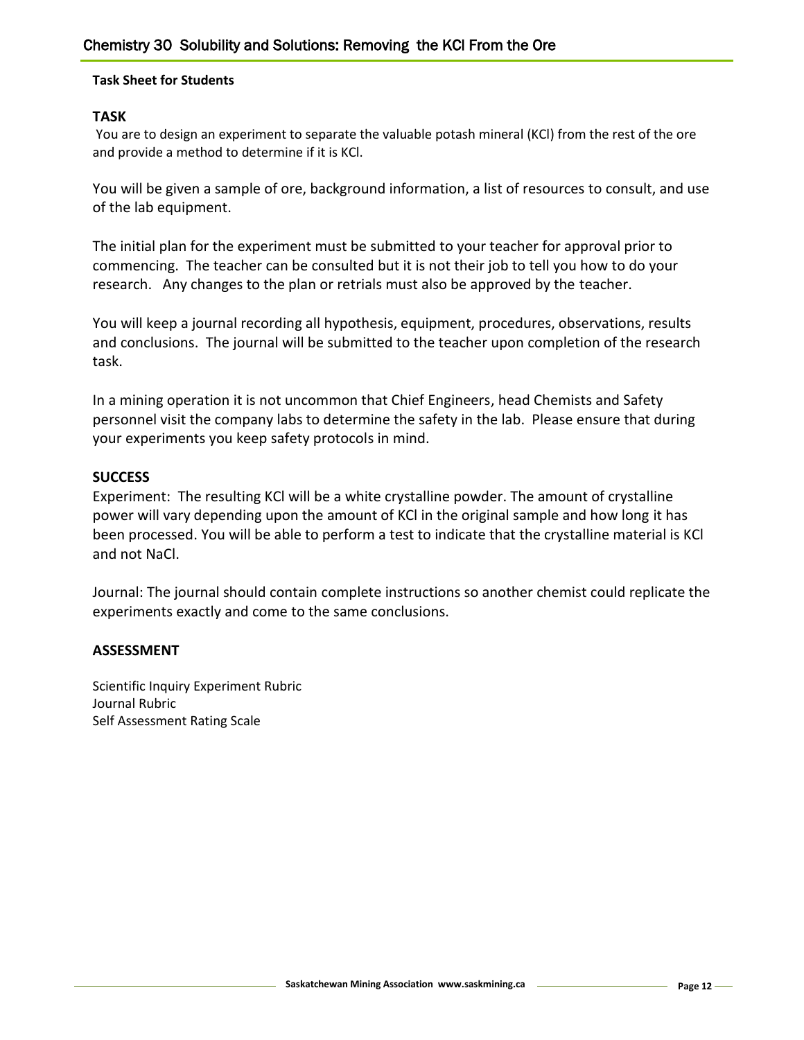## Chemistry 30 Solubility and Solutions: Removing the KCl From the Ore

**Task Sheet for Students**

**TASK**

You are to design an experiment to separate the valuable potash mineral (KCl) from the rest of the ore and provide a method to determine if it is KCl.

You will be given a sample of ore, background information, a list of resources to consult, and use of the lab equipment.

The initial plan for the experiment must be submitted to your teacher for approval prior to commencing. The teacher can be consulted but it is not their job to tell you how to do your research. Any changes to the plan or retrials must also be approved by the teacher.

You will keep a journal recording all hypothesis, equipment, procedures, observations, results and conclusions. The journal will be submitted to the teacher upon completion of the research task.

In a mining operation it is not uncommon that Chief Engineers, head Chemists and Safety personnel visit the company labs to determine the safety in the lab. Please ensure that during your experiments you keep safety protocols in mind.

**SUCCESS**

Experiment: The resulting KCl will be a white crystalline powder. The amount of crystalline power will vary depending upon the amount of KCl in the original sample and how long it has been processed. You will be able to perform a test to indicate that the crystalline material is KCl and not NaCl.

Journal: The journal should contain complete instructions so another chemist could replicate the experiments exactly and come to the same conclusions.

**ASSESSMENT**

Scientific Inquiry Experiment Rubric
Journal Rubric
Self Assessment Rating Scale